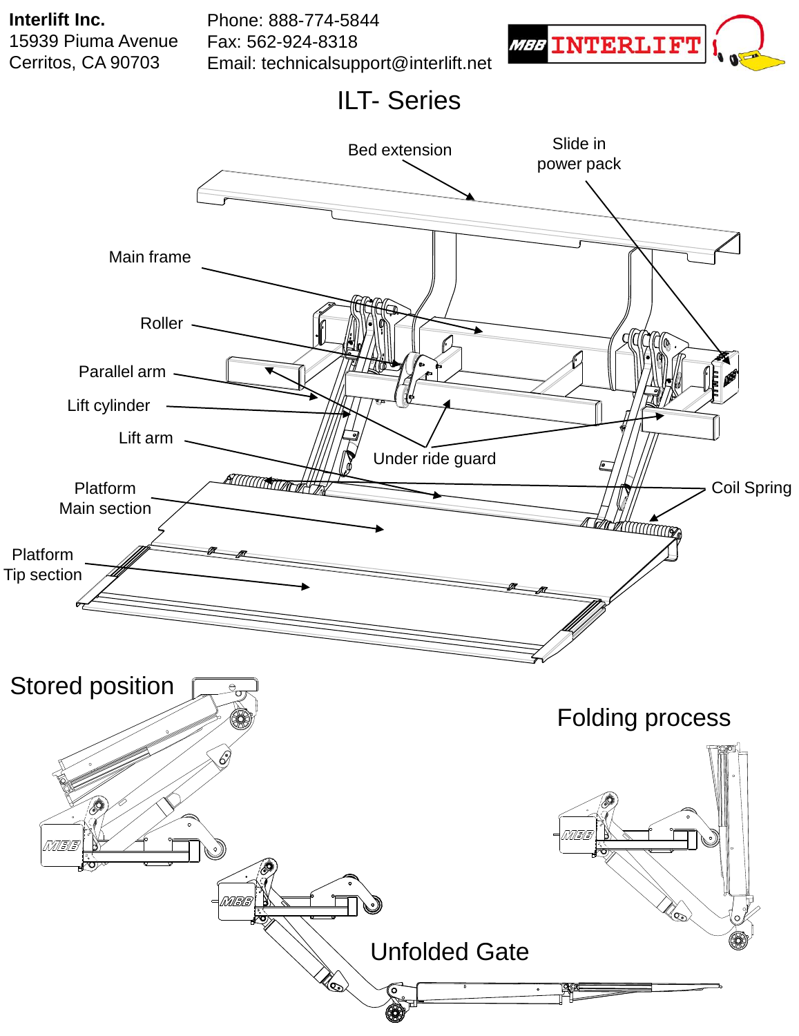**Interlift Inc.**
15939 Piuma Avenue
Cerritos, CA 90703

Phone: 888-774-5844
Fax: 562-924-8318
Email: technicalsupport@interlift.net

MBB INTERLIFT

# ILT- Series

Bed extension

Slide in power pack

Main frame

Roller

Parallel arm

Lift cylinder

Lift arm

Under ride guard

Coil Spring

Platform Main section

Platform Tip section

## Stored position

## Folding process

## Unfolded Gate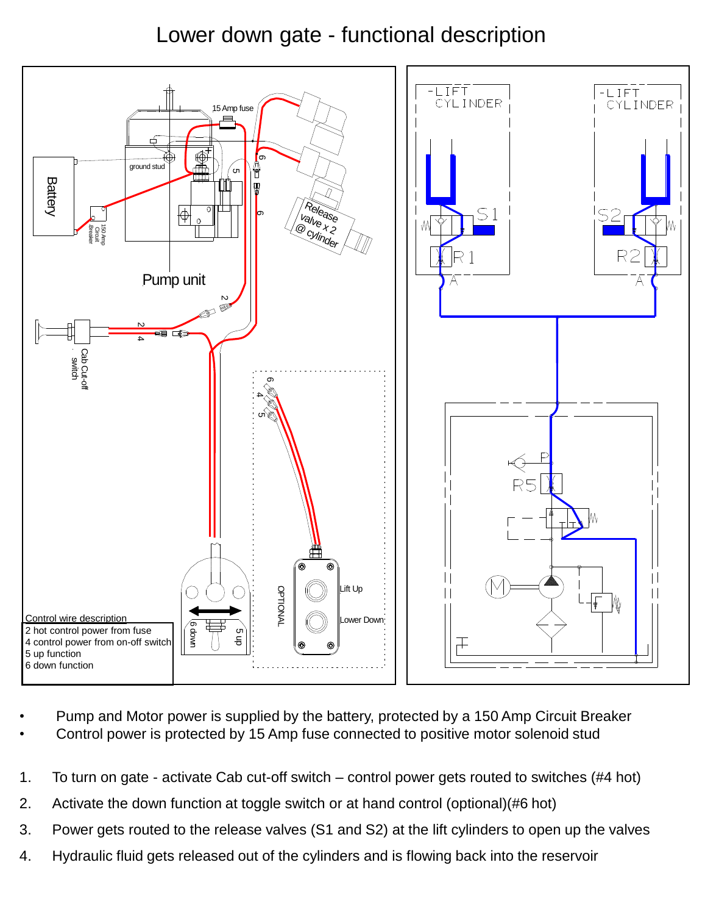# Lower down gate - functional description

15 Amp fuse

ground stud

Battery

150 Amp Circuit Breaker

Release valve x 2 @ cylinder

Pump unit

Cab Cut-off switch

OPTIONAL

Lift Up

Lower Down

6 down

5 up

Control wire description

| |
|---|
| 2 hot control power from fuse |
| 4 control power from on-off switch |
| 5 up function |
| 6 down function |

LIFT CYLINDER

LIFT CYLINDER

S1

S2

R1

R2

A

A

P

R5

M

- Pump and Motor power is supplied by the battery, protected by a 150 Amp Circuit Breaker
- Control power is protected by 15 Amp fuse connected to positive motor solenoid stud

1. To turn on gate - activate Cab cut-off switch – control power gets routed to switches (#4 hot)
2. Activate the down function at toggle switch or at hand control (optional)(#6 hot)
3. Power gets routed to the release valves (S1 and S2) at the lift cylinders to open up the valves
4. Hydraulic fluid gets released out of the cylinders and is flowing back into the reservoir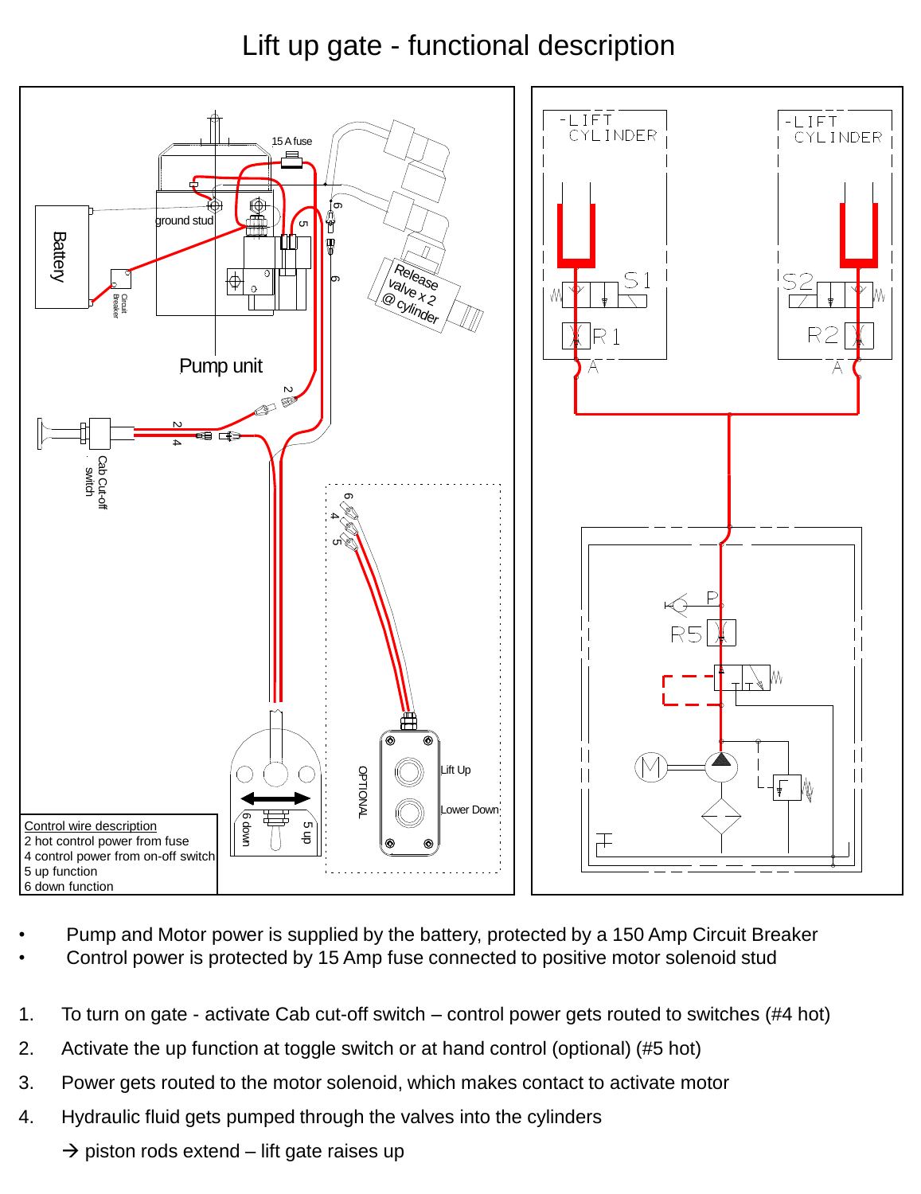# Lift up gate - functional description

15 A fuse

ground stud

Battery

Circuit Breaker

Pump unit

Release valve x 2 @ cylinder

Cab Cut-off switch

OPTIONAL

Lift Up

Lower Down

6 down

5 up

Control wire description
2 hot control power from fuse
4 control power from on-off switch
5 up function
6 down function

-LIFT CYLINDER

-LIFT CYLINDER

S1

S2

R1

R2

A

A

P

R5

M

- Pump and Motor power is supplied by the battery, protected by a 150 Amp Circuit Breaker
- Control power is protected by 15 Amp fuse connected to positive motor solenoid stud

1. To turn on gate - activate Cab cut-off switch – control power gets routed to switches (#4 hot)
2. Activate the up function at toggle switch or at hand control (optional) (#5 hot)
3. Power gets routed to the motor solenoid, which makes contact to activate motor
4. Hydraulic fluid gets pumped through the valves into the cylinders

   → piston rods extend – lift gate raises up